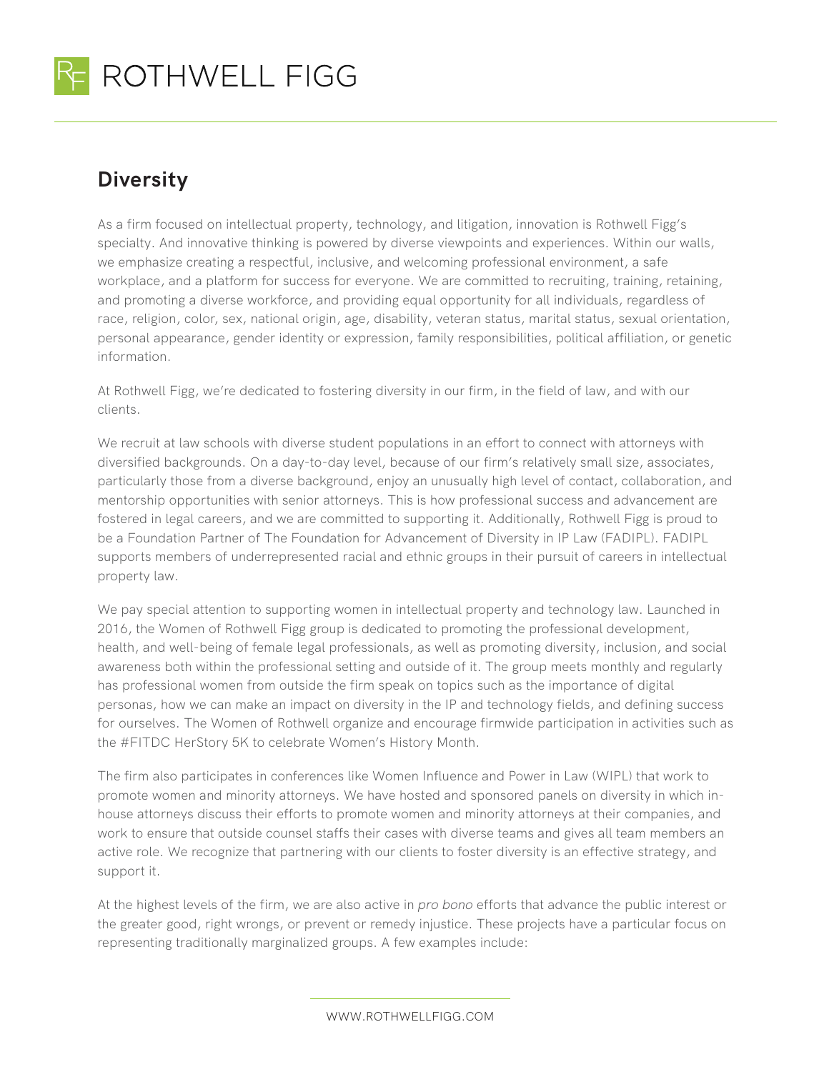ROTHWELL FIGG

## Diversity

As a firm focused on intellectual property, technology, and litigation, innovation is Rothwell Figg's specialty. And innovative thinking is powered by diverse viewpoints and experiences. Within our walls, we emphasize creating a respectful, inclusive, and welcoming professional environment, a safe workplace, and a platform for success for everyone. We are committed to recruiting, training, retaining, and promoting a diverse workforce, and providing equal opportunity for all individuals, regardless of race, religion, color, sex, national origin, age, disability, veteran status, marital status, sexual orientation, personal appearance, gender identity or expression, family responsibilities, political affiliation, or genetic information.

At Rothwell Figg, we're dedicated to fostering diversity in our firm, in the field of law, and with our clients.

We recruit at law schools with diverse student populations in an effort to connect with attorneys with diversified backgrounds. On a day-to-day level, because of our firm's relatively small size, associates, particularly those from a diverse background, enjoy an unusually high level of contact, collaboration, and mentorship opportunities with senior attorneys. This is how professional success and advancement are fostered in legal careers, and we are committed to supporting it. Additionally, Rothwell Figg is proud to be a Foundation Partner of The Foundation for Advancement of Diversity in IP Law (FADIPL). FADIPL supports members of underrepresented racial and ethnic groups in their pursuit of careers in intellectual property law.

We pay special attention to supporting women in intellectual property and technology law. Launched in 2016, the Women of Rothwell Figg group is dedicated to promoting the professional development, health, and well-being of female legal professionals, as well as promoting diversity, inclusion, and social awareness both within the professional setting and outside of it. The group meets monthly and regularly has professional women from outside the firm speak on topics such as the importance of digital personas, how we can make an impact on diversity in the IP and technology fields, and defining success for ourselves. The Women of Rothwell organize and encourage firmwide participation in activities such as the #FITDC HerStory 5K to celebrate Women's History Month.

The firm also participates in conferences like Women Influence and Power in Law (WIPL) that work to promote women and minority attorneys. We have hosted and sponsored panels on diversity in which in-house attorneys discuss their efforts to promote women and minority attorneys at their companies, and work to ensure that outside counsel staffs their cases with diverse teams and gives all team members an active role. We recognize that partnering with our clients to foster diversity is an effective strategy, and support it.

At the highest levels of the firm, we are also active in *pro bono* efforts that advance the public interest or the greater good, right wrongs, or prevent or remedy injustice. These projects have a particular focus on representing traditionally marginalized groups. A few examples include: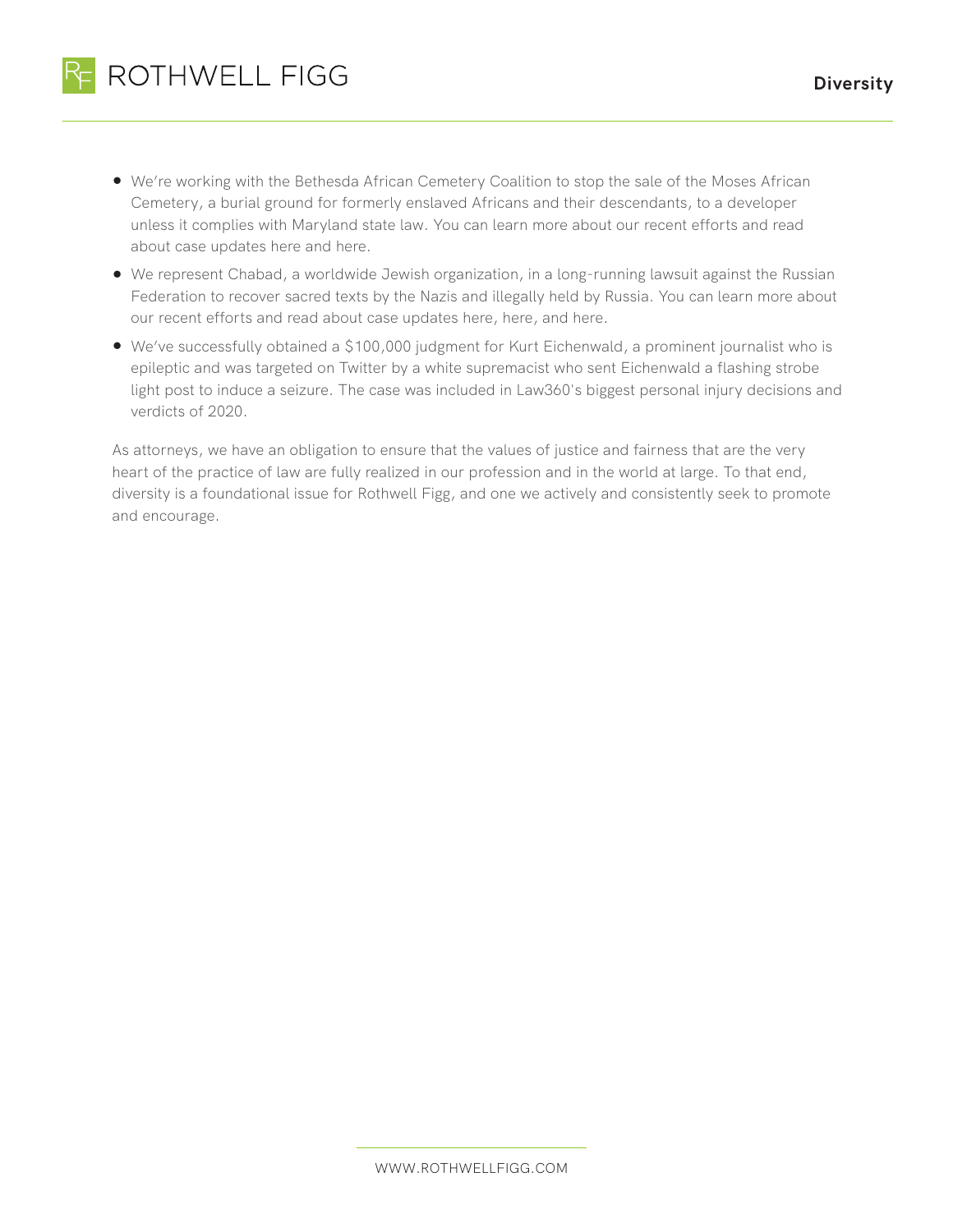- We're working with the Bethesda African Cemetery Coalition to stop the sale of the Moses African Cemetery, a burial ground for formerly enslaved Africans and their descendants, to a developer unless it complies with Maryland state law. You can learn more about our recent efforts and read about case updates here and here.
- We represent Chabad, a worldwide Jewish organization, in a long-running lawsuit against the Russian Federation to recover sacred texts by the Nazis and illegally held by Russia. You can learn more about our recent efforts and read about case updates here, here, and here.
- We've successfully obtained a $100,000 judgment for Kurt Eichenwald, a prominent journalist who is epileptic and was targeted on Twitter by a white supremacist who sent Eichenwald a flashing strobe light post to induce a seizure. The case was included in Law360's biggest personal injury decisions and verdicts of 2020.

As attorneys, we have an obligation to ensure that the values of justice and fairness that are the very heart of the practice of law are fully realized in our profession and in the world at large. To that end, diversity is a foundational issue for Rothwell Figg, and one we actively and consistently seek to promote and encourage.